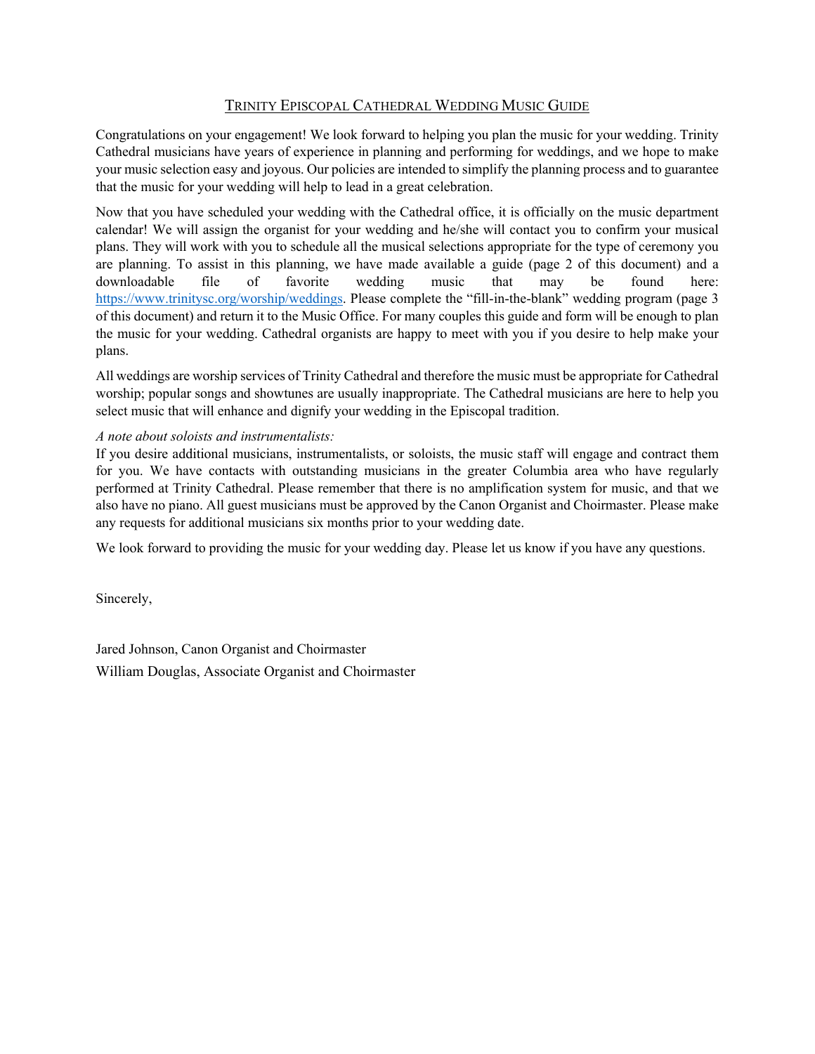# Trinity Episcopal Cathedral Wedding Music Guide

Congratulations on your engagement! We look forward to helping you plan the music for your wedding. Trinity Cathedral musicians have years of experience in planning and performing for weddings, and we hope to make your music selection easy and joyous. Our policies are intended to simplify the planning process and to guarantee that the music for your wedding will help to lead in a great celebration.

Now that you have scheduled your wedding with the Cathedral office, it is officially on the music department calendar! We will assign the organist for your wedding and he/she will contact you to confirm your musical plans. They will work with you to schedule all the musical selections appropriate for the type of ceremony you are planning. To assist in this planning, we have made available a guide (page 2 of this document) and a downloadable file of favorite wedding music that may be found here: https://www.trinitysc.org/worship/weddings. Please complete the "fill-in-the-blank" wedding program (page 3 of this document) and return it to the Music Office. For many couples this guide and form will be enough to plan the music for your wedding. Cathedral organists are happy to meet with you if you desire to help make your plans.

All weddings are worship services of Trinity Cathedral and therefore the music must be appropriate for Cathedral worship; popular songs and showtunes are usually inappropriate. The Cathedral musicians are here to help you select music that will enhance and dignify your wedding in the Episcopal tradition.

*A note about soloists and instrumentalists:*
If you desire additional musicians, instrumentalists, or soloists, the music staff will engage and contract them for you. We have contacts with outstanding musicians in the greater Columbia area who have regularly performed at Trinity Cathedral. Please remember that there is no amplification system for music, and that we also have no piano. All guest musicians must be approved by the Canon Organist and Choirmaster. Please make any requests for additional musicians six months prior to your wedding date.

We look forward to providing the music for your wedding day. Please let us know if you have any questions.

Sincerely,

Jared Johnson, Canon Organist and Choirmaster
William Douglas, Associate Organist and Choirmaster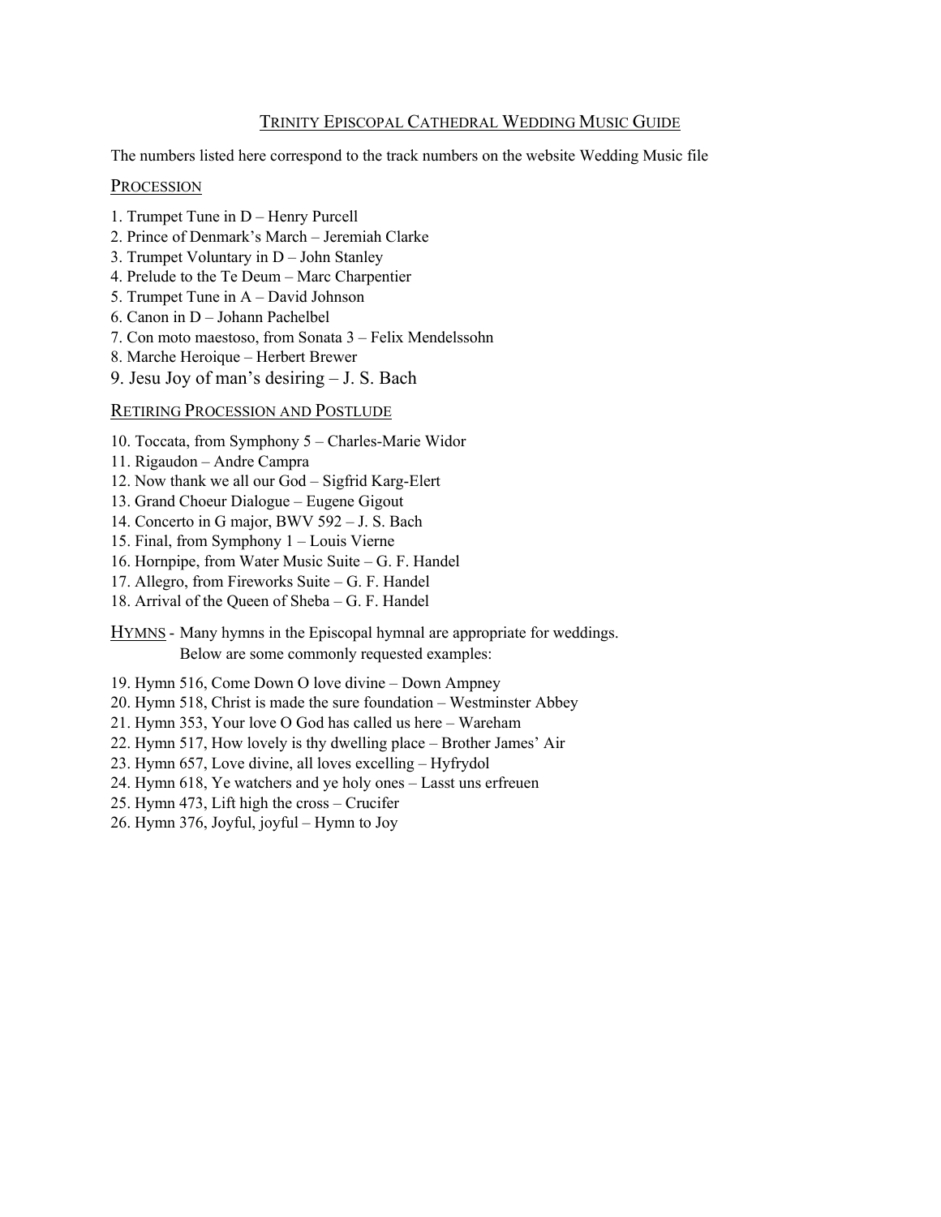# Trinity Episcopal Cathedral Wedding Music Guide

The numbers listed here correspond to the track numbers on the website Wedding Music file

## Procession

1. Trumpet Tune in D – Henry Purcell
2. Prince of Denmark's March – Jeremiah Clarke
3. Trumpet Voluntary in D – John Stanley
4. Prelude to the Te Deum – Marc Charpentier
5. Trumpet Tune in A – David Johnson
6. Canon in D – Johann Pachelbel
7. Con moto maestoso, from Sonata 3 – Felix Mendelssohn
8. Marche Heroique – Herbert Brewer
9. Jesu Joy of man's desiring – J. S. Bach

## Retiring Procession and Postlude

10. Toccata, from Symphony 5 – Charles-Marie Widor
11. Rigaudon – Andre Campra
12. Now thank we all our God – Sigfrid Karg-Elert
13. Grand Choeur Dialogue – Eugene Gigout
14. Concerto in G major, BWV 592 – J. S. Bach
15. Final, from Symphony 1 – Louis Vierne
16. Hornpipe, from Water Music Suite – G. F. Handel
17. Allegro, from Fireworks Suite – G. F. Handel
18. Arrival of the Queen of Sheba – G. F. Handel

## Hymns

Many hymns in the Episcopal hymnal are appropriate for weddings. Below are some commonly requested examples:

19. Hymn 516, Come Down O love divine – Down Ampney
20. Hymn 518, Christ is made the sure foundation – Westminster Abbey
21. Hymn 353, Your love O God has called us here – Wareham
22. Hymn 517, How lovely is thy dwelling place – Brother James' Air
23. Hymn 657, Love divine, all loves excelling – Hyfrydol
24. Hymn 618, Ye watchers and ye holy ones – Lasst uns erfreuen
25. Hymn 473, Lift high the cross – Crucifer
26. Hymn 376, Joyful, joyful – Hymn to Joy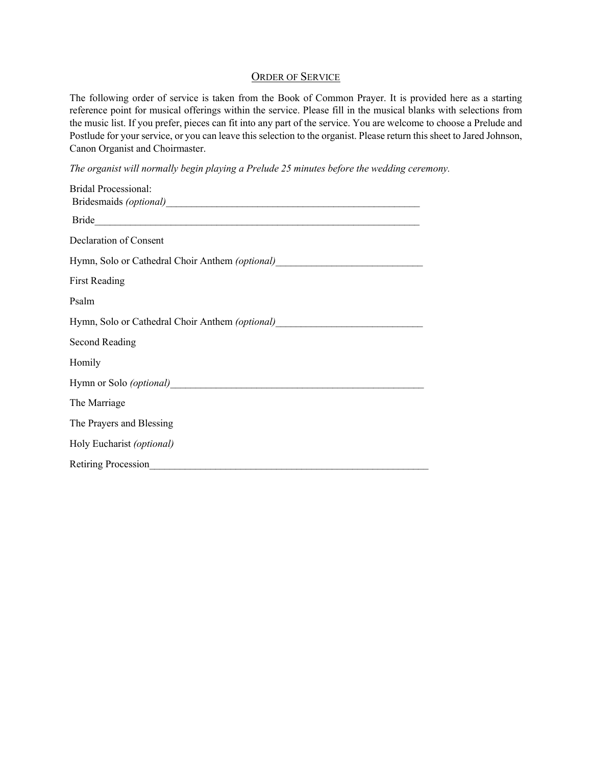## ORDER OF SERVICE

The following order of service is taken from the Book of Common Prayer. It is provided here as a starting reference point for musical offerings within the service. Please fill in the musical blanks with selections from the music list. If you prefer, pieces can fit into any part of the service. You are welcome to choose a Prelude and Postlude for your service, or you can leave this selection to the organist. Please return this sheet to Jared Johnson, Canon Organist and Choirmaster.

*The organist will normally begin playing a Prelude 25 minutes before the wedding ceremony.*

Bridal Processional:
Bridesmaids *(optional)*_____________________________________________________

Bride___________________________________________________________________

Declaration of Consent

Hymn, Solo or Cathedral Choir Anthem *(optional)*_____________________________

First Reading

Psalm

Hymn, Solo or Cathedral Choir Anthem *(optional)*_____________________________

Second Reading

Homily

Hymn or Solo *(optional)*_____________________________________________________

The Marriage

The Prayers and Blessing

Holy Eucharist *(optional)*

Retiring Procession__________________________________________________________